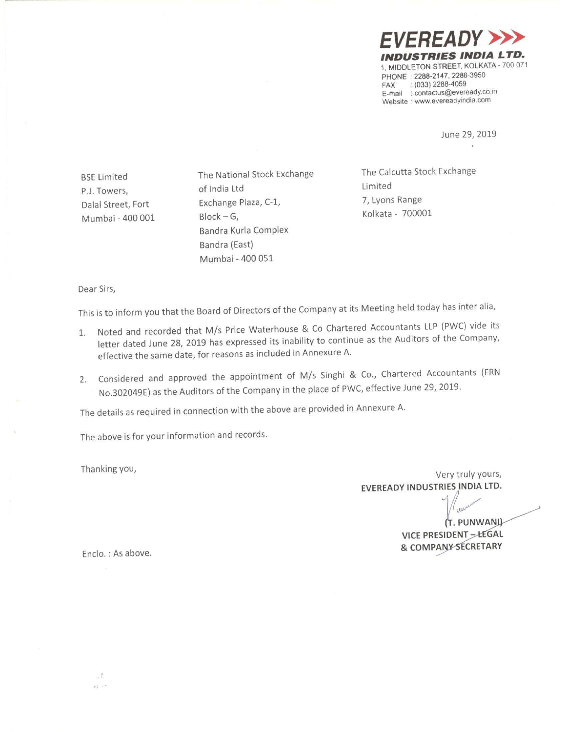**EVEREADY**
**INDUSTRIES INDIA LTD.**
1, MIDDLETON STREET, KOLKATA - 700 071
PHONE : 2288-2147, 2288-3950
FAX : (033) 2288-4059
E-mail : contactus@eveready.co.in
Website : www.evereadyindia.com

June 29, 2019

BSE Limited
P.J. Towers,
Dalal Street, Fort
Mumbai - 400 001

The National Stock Exchange of India Ltd
Exchange Plaza, C-1,
Block – G,
Bandra Kurla Complex
Bandra (East)
Mumbai - 400 051

The Calcutta Stock Exchange Limited
7, Lyons Range
Kolkata - 700001

Dear Sirs,

This is to inform you that the Board of Directors of the Company at its Meeting held today has inter alia,

1. Noted and recorded that M/s Price Waterhouse & Co Chartered Accountants LLP (PWC) vide its letter dated June 28, 2019 has expressed its inability to continue as the Auditors of the Company, effective the same date, for reasons as included in Annexure A.

2. Considered and approved the appointment of M/s Singhi & Co., Chartered Accountants (FRN No.302049E) as the Auditors of the Company in the place of PWC, effective June 29, 2019.

The details as required in connection with the above are provided in Annexure A.

The above is for your information and records.

Thanking you,

Very truly yours,
**EVEREADY INDUSTRIES INDIA LTD.**

**(T. PUNWANI)**
**VICE PRESIDENT – LEGAL & COMPANY SECRETARY**

Enclo. : As above.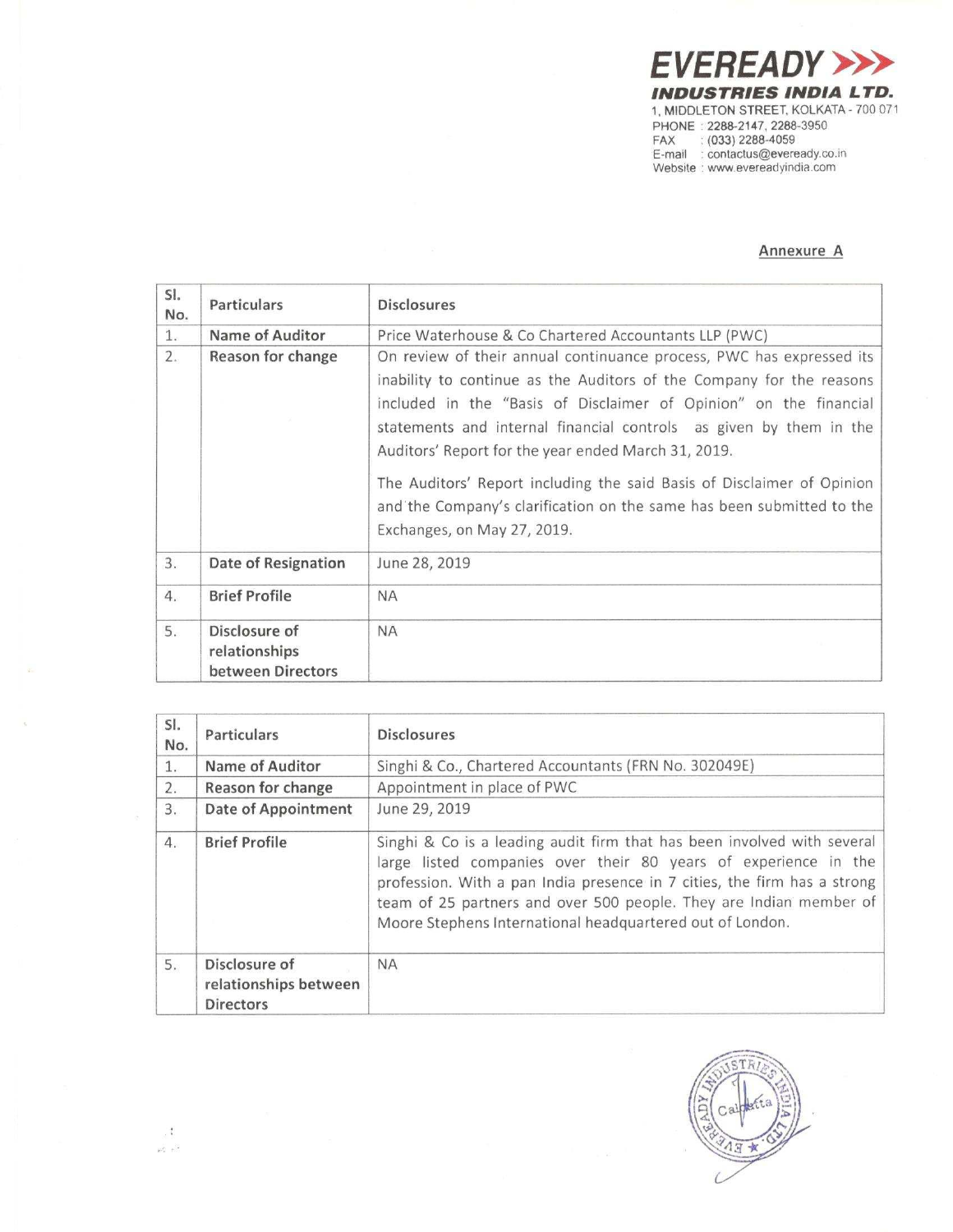**EVEREADY INDUSTRIES INDIA LTD.**
1, MIDDLETON STREET, KOLKATA - 700 071
PHONE : 2288-2147, 2288-3950
FAX : (033) 2288-4059
E-mail : contactus@eveready.co.in
Website : www.evereadyindia.com

**Annexure A**

| Sl. No. | Particulars | Disclosures |
|---|---|---|
| 1. | **Name of Auditor** | Price Waterhouse & Co Chartered Accountants LLP (PWC) |
| 2. | **Reason for change** | On review of their annual continuance process, PWC has expressed its inability to continue as the Auditors of the Company for the reasons included in the "Basis of Disclaimer of Opinion" on the financial statements and internal financial controls as given by them in the Auditors' Report for the year ended March 31, 2019.<br><br>The Auditors' Report including the said Basis of Disclaimer of Opinion and the Company's clarification on the same has been submitted to the Exchanges, on May 27, 2019. |
| 3. | **Date of Resignation** | June 28, 2019 |
| 4. | **Brief Profile** | NA |
| 5. | **Disclosure of relationships between Directors** | NA |

| Sl. No. | Particulars | Disclosures |
|---|---|---|
| 1. | **Name of Auditor** | Singhi & Co., Chartered Accountants (FRN No. 302049E) |
| 2. | **Reason for change** | Appointment in place of PWC |
| 3. | **Date of Appointment** | June 29, 2019 |
| 4. | **Brief Profile** | Singhi & Co is a leading audit firm that has been involved with several large listed companies over their 80 years of experience in the profession. With a pan India presence in 7 cities, the firm has a strong team of 25 partners and over 500 people. They are Indian member of Moore Stephens International headquartered out of London. |
| 5. | **Disclosure of relationships between Directors** | NA |